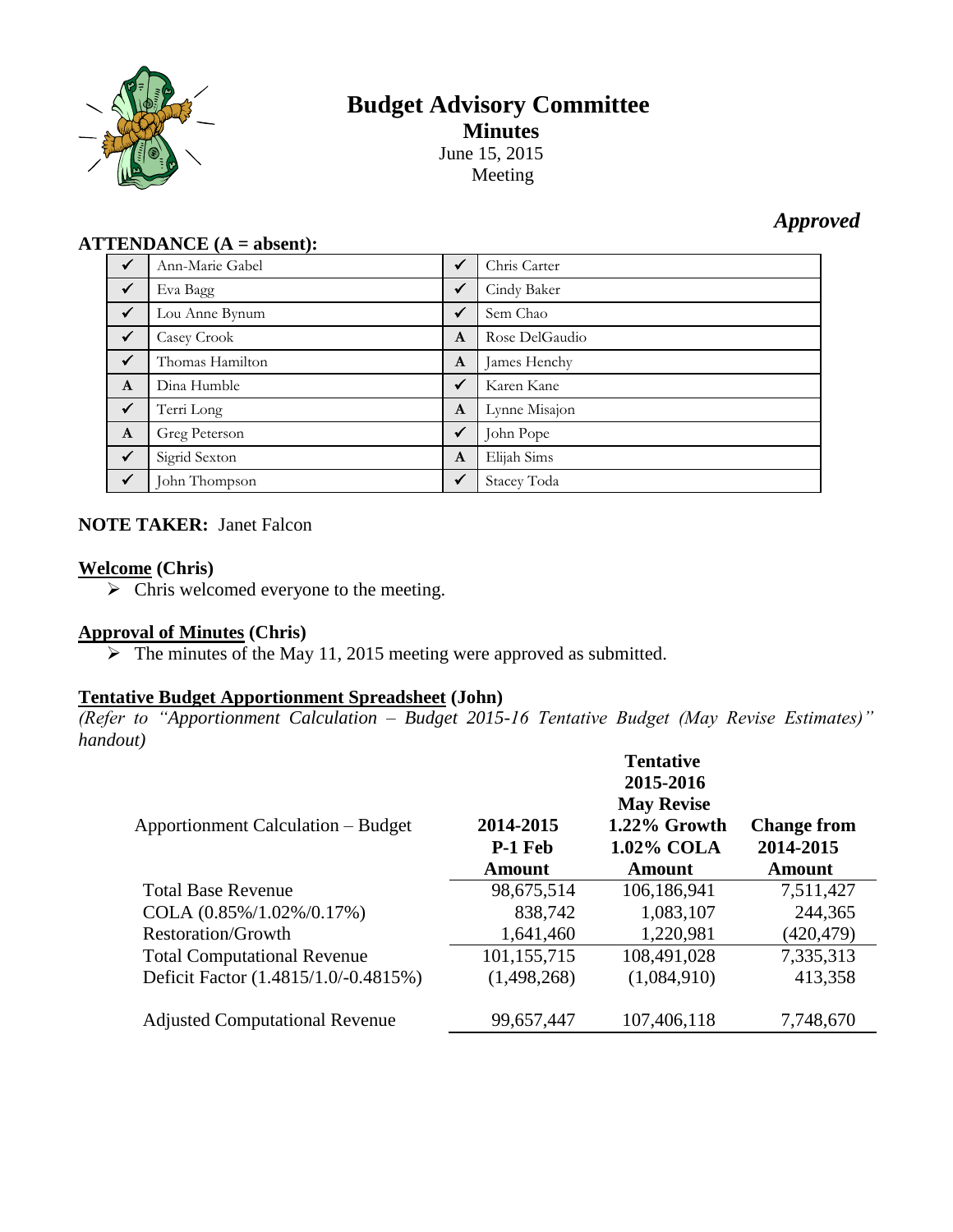# Budget Advisory Committee

## Minutes

June 15, 2015
Meeting

*Approved*

**ATTENDANCE (A = absent):**

| | | | |
|---|---|---|---|
| ✓ | Ann-Marie Gabel | ✓ | Chris Carter |
| ✓ | Eva Bagg | ✓ | Cindy Baker |
| ✓ | Lou Anne Bynum | ✓ | Sem Chao |
| ✓ | Casey Crook | A | Rose DelGaudio |
| ✓ | Thomas Hamilton | A | James Henchy |
| A | Dina Humble | ✓ | Karen Kane |
| ✓ | Terri Long | A | Lynne Misajon |
| A | Greg Peterson | ✓ | John Pope |
| ✓ | Sigrid Sexton | A | Elijah Sims |
| ✓ | John Thompson | ✓ | Stacey Toda |

**NOTE TAKER:** Janet Falcon

**Welcome (Chris)**

- Chris welcomed everyone to the meeting.

**Approval of Minutes (Chris)**

- The minutes of the May 11, 2015 meeting were approved as submitted.

**Tentative Budget Apportionment Spreadsheet (John)**

*(Refer to "Apportionment Calculation – Budget 2015-16 Tentative Budget (May Revise Estimates)" handout)*

| Apportionment Calculation – Budget | 2014-2015 P-1 Feb Amount | Tentative 2015-2016 May Revise 1.22% Growth 1.02% COLA Amount | Change from 2014-2015 Amount |
|---|---|---|---|
| Total Base Revenue | 98,675,514 | 106,186,941 | 7,511,427 |
| COLA (0.85%/1.02%/0.17%) | 838,742 | 1,083,107 | 244,365 |
| Restoration/Growth | 1,641,460 | 1,220,981 | (420,479) |
| Total Computational Revenue | 101,155,715 | 108,491,028 | 7,335,313 |
| Deficit Factor (1.4815/1.0/-0.4815%) | (1,498,268) | (1,084,910) | 413,358 |
| Adjusted Computational Revenue | 99,657,447 | 107,406,118 | 7,748,670 |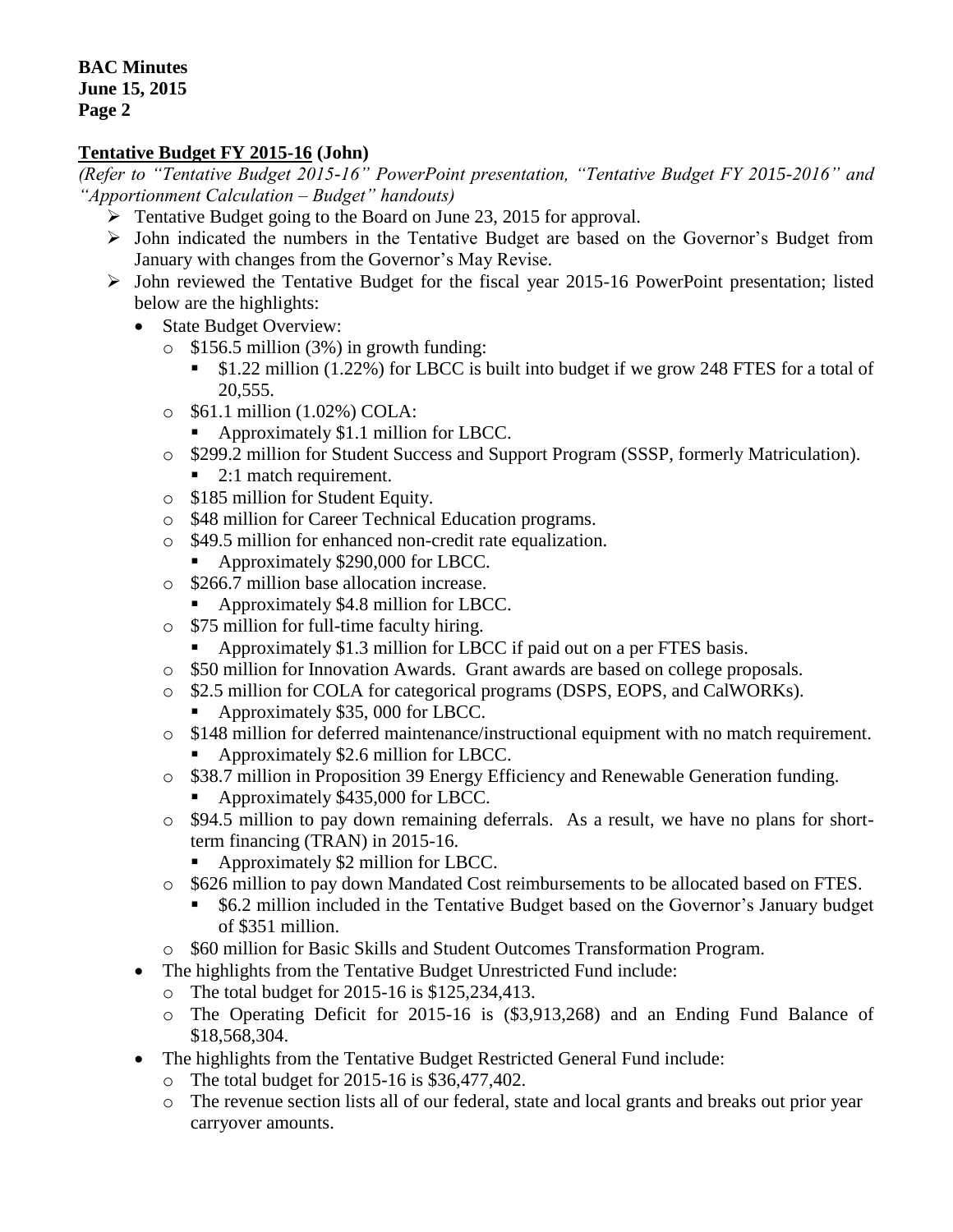## **Tentative Budget FY 2015-16 (John)**

*(Refer to "Tentative Budget 2015-16" PowerPoint presentation, "Tentative Budget FY 2015-2016" and "Apportionment Calculation – Budget" handouts)*

- Tentative Budget going to the Board on June 23, 2015 for approval.
- John indicated the numbers in the Tentative Budget are based on the Governor's Budget from January with changes from the Governor's May Revise.
- John reviewed the Tentative Budget for the fiscal year 2015-16 PowerPoint presentation; listed below are the highlights:
  - State Budget Overview:
    - $156.5 million (3%) in growth funding:
      - $1.22 million (1.22%) for LBCC is built into budget if we grow 248 FTES for a total of 20,555.
    - $61.1 million (1.02%) COLA:
      - Approximately $1.1 million for LBCC.
    - $299.2 million for Student Success and Support Program (SSSP, formerly Matriculation).
      - 2:1 match requirement.
    - $185 million for Student Equity.
    - $48 million for Career Technical Education programs.
    - $49.5 million for enhanced non-credit rate equalization.
      - Approximately $290,000 for LBCC.
    - $266.7 million base allocation increase.
      - Approximately $4.8 million for LBCC.
    - $75 million for full-time faculty hiring.
      - Approximately $1.3 million for LBCC if paid out on a per FTES basis.
    - $50 million for Innovation Awards. Grant awards are based on college proposals.
    - $2.5 million for COLA for categorical programs (DSPS, EOPS, and CalWORKs).
      - Approximately $35, 000 for LBCC.
    - $148 million for deferred maintenance/instructional equipment with no match requirement.
      - Approximately $2.6 million for LBCC.
    - $38.7 million in Proposition 39 Energy Efficiency and Renewable Generation funding.
      - Approximately $435,000 for LBCC.
    - $94.5 million to pay down remaining deferrals. As a result, we have no plans for short-term financing (TRAN) in 2015-16.
      - Approximately $2 million for LBCC.
    - $626 million to pay down Mandated Cost reimbursements to be allocated based on FTES.
      - $6.2 million included in the Tentative Budget based on the Governor's January budget of $351 million.
    - $60 million for Basic Skills and Student Outcomes Transformation Program.
  - The highlights from the Tentative Budget Unrestricted Fund include:
    - The total budget for 2015-16 is $125,234,413.
    - The Operating Deficit for 2015-16 is ($3,913,268) and an Ending Fund Balance of $18,568,304.
  - The highlights from the Tentative Budget Restricted General Fund include:
    - The total budget for 2015-16 is $36,477,402.
    - The revenue section lists all of our federal, state and local grants and breaks out prior year carryover amounts.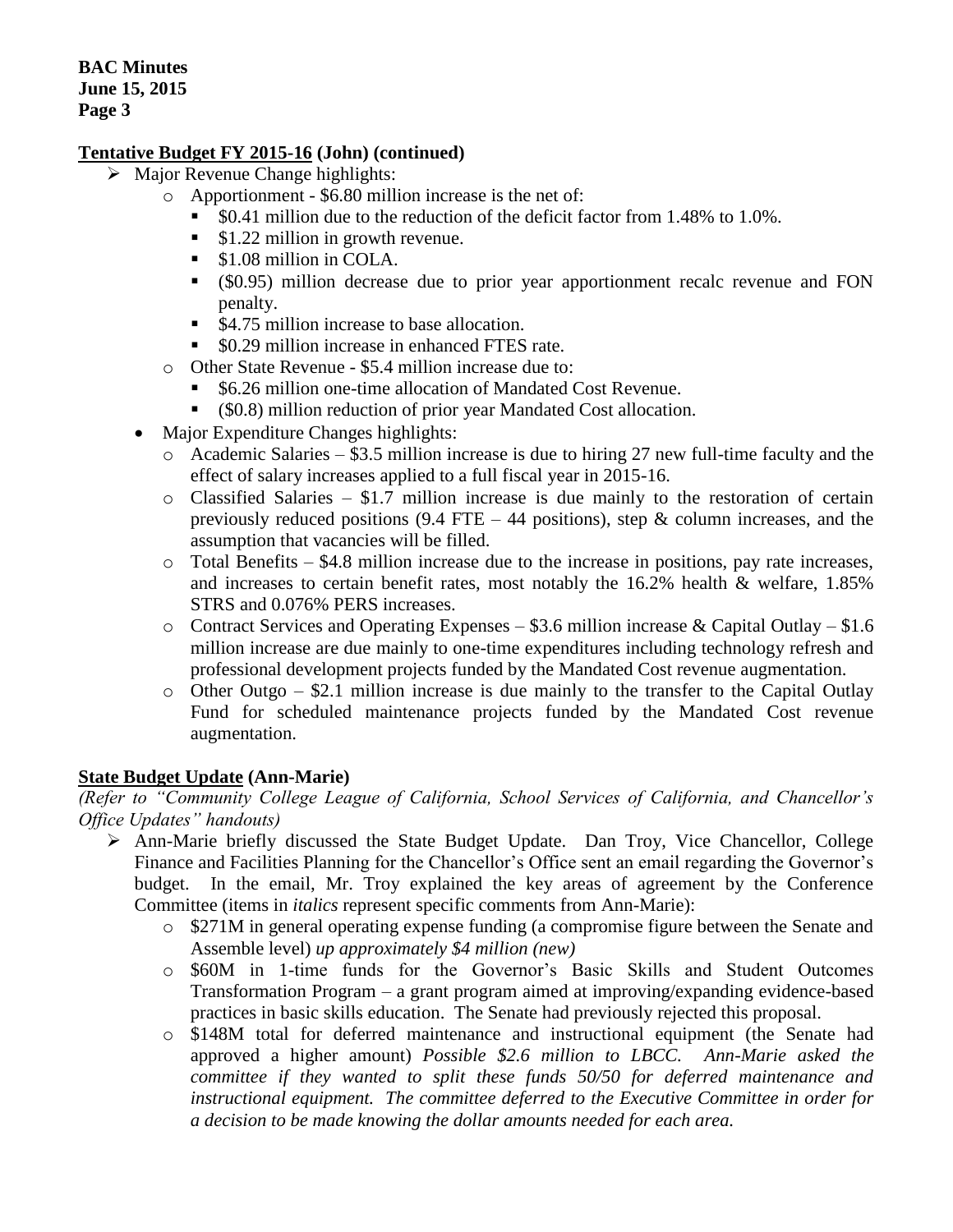**Tentative Budget FY 2015-16 (John) (continued)**

- Major Revenue Change highlights:
  - Apportionment - $6.80 million increase is the net of:
    - $0.41 million due to the reduction of the deficit factor from 1.48% to 1.0%.
    - $1.22 million in growth revenue.
    - $1.08 million in COLA.
    - ($0.95) million decrease due to prior year apportionment recalc revenue and FON penalty.
    - $4.75 million increase to base allocation.
    - $0.29 million increase in enhanced FTES rate.
  - Other State Revenue - $5.4 million increase due to:
    - $6.26 million one-time allocation of Mandated Cost Revenue.
    - ($0.8) million reduction of prior year Mandated Cost allocation.
- Major Expenditure Changes highlights:
  - Academic Salaries – $3.5 million increase is due to hiring 27 new full-time faculty and the effect of salary increases applied to a full fiscal year in 2015-16.
  - Classified Salaries – $1.7 million increase is due mainly to the restoration of certain previously reduced positions (9.4 FTE – 44 positions), step & column increases, and the assumption that vacancies will be filled.
  - Total Benefits – $4.8 million increase due to the increase in positions, pay rate increases, and increases to certain benefit rates, most notably the 16.2% health & welfare, 1.85% STRS and 0.076% PERS increases.
  - Contract Services and Operating Expenses – $3.6 million increase & Capital Outlay – $1.6 million increase are due mainly to one-time expenditures including technology refresh and professional development projects funded by the Mandated Cost revenue augmentation.
  - Other Outgo – $2.1 million increase is due mainly to the transfer to the Capital Outlay Fund for scheduled maintenance projects funded by the Mandated Cost revenue augmentation.

**State Budget Update (Ann-Marie)**

*(Refer to "Community College League of California, School Services of California, and Chancellor's Office Updates" handouts)*

- Ann-Marie briefly discussed the State Budget Update. Dan Troy, Vice Chancellor, College Finance and Facilities Planning for the Chancellor's Office sent an email regarding the Governor's budget. In the email, Mr. Troy explained the key areas of agreement by the Conference Committee (items in *italics* represent specific comments from Ann-Marie):
  - $271M in general operating expense funding (a compromise figure between the Senate and Assemble level) *up approximately $4 million (new)*
  - $60M in 1-time funds for the Governor's Basic Skills and Student Outcomes Transformation Program – a grant program aimed at improving/expanding evidence-based practices in basic skills education. The Senate had previously rejected this proposal.
  - $148M total for deferred maintenance and instructional equipment (the Senate had approved a higher amount) *Possible $2.6 million to LBCC. Ann-Marie asked the committee if they wanted to split these funds 50/50 for deferred maintenance and instructional equipment. The committee deferred to the Executive Committee in order for a decision to be made knowing the dollar amounts needed for each area.*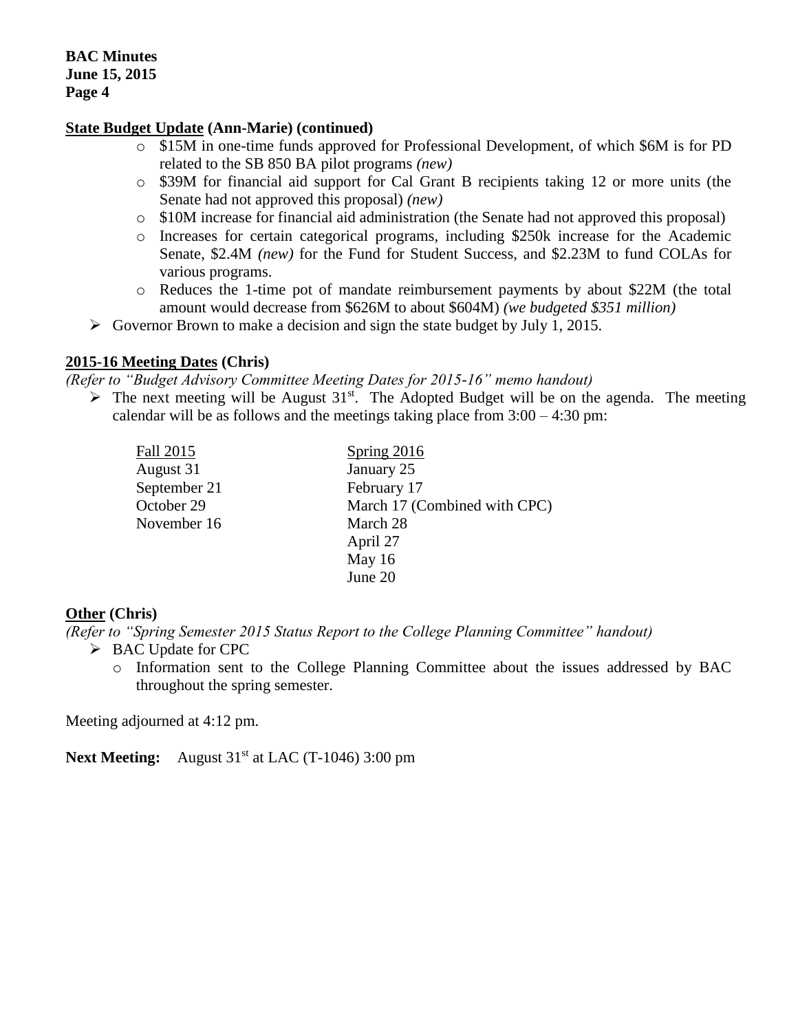**State Budget Update (Ann-Marie) (continued)**

- $15M in one-time funds approved for Professional Development, of which $6M is for PD related to the SB 850 BA pilot programs *(new)*
- $39M for financial aid support for Cal Grant B recipients taking 12 or more units (the Senate had not approved this proposal) *(new)*
- $10M increase for financial aid administration (the Senate had not approved this proposal)
- Increases for certain categorical programs, including $250k increase for the Academic Senate, $2.4M *(new)* for the Fund for Student Success, and $2.23M to fund COLAs for various programs.
- Reduces the 1-time pot of mandate reimbursement payments by about $22M (the total amount would decrease from $626M to about $604M) *(we budgeted $351 million)*

- Governor Brown to make a decision and sign the state budget by July 1, 2015.

**2015-16 Meeting Dates (Chris)**

*(Refer to "Budget Advisory Committee Meeting Dates for 2015-16" memo handout)*

- The next meeting will be August 31st. The Adopted Budget will be on the agenda. The meeting calendar will be as follows and the meetings taking place from 3:00 – 4:30 pm:

| Fall 2015 | Spring 2016 |
|---|---|
| August 31 | January 25 |
| September 21 | February 17 |
| October 29 | March 17 (Combined with CPC) |
| November 16 | March 28 |
| | April 27 |
| | May 16 |
| | June 20 |

**Other (Chris)**

*(Refer to "Spring Semester 2015 Status Report to the College Planning Committee" handout)*

- BAC Update for CPC
  - Information sent to the College Planning Committee about the issues addressed by BAC throughout the spring semester.

Meeting adjourned at 4:12 pm.

**Next Meeting:** August 31st at LAC (T-1046) 3:00 pm